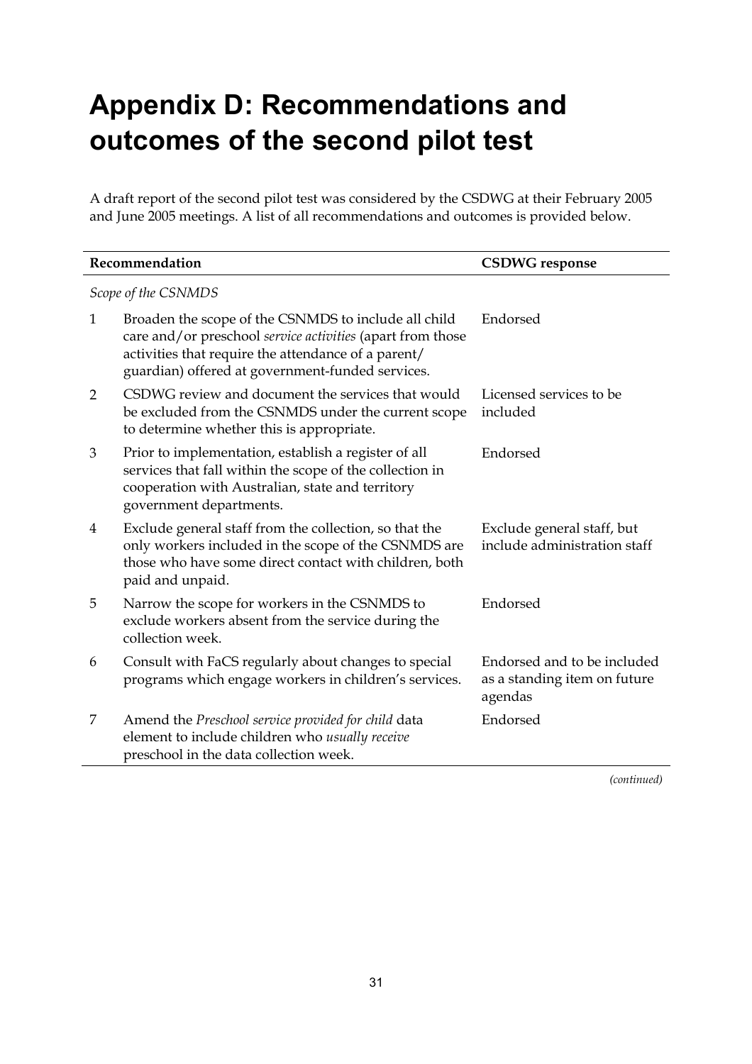# Appendix D: Recommendations and outcomes of the second pilot test

A draft report of the second pilot test was considered by the CSDWG at their February 2005 and June 2005 meetings. A list of all recommendations and outcomes is provided below.

| | Recommendation | CSDWG response |
|---|---|---|
| *Scope of the CSNMDS* | | |
| 1 | Broaden the scope of the CSNMDS to include all child care and/or preschool *service activities* (apart from those activities that require the attendance of a parent/ guardian) offered at government-funded services. | Endorsed |
| 2 | CSDWG review and document the services that would be excluded from the CSNMDS under the current scope to determine whether this is appropriate. | Licensed services to be included |
| 3 | Prior to implementation, establish a register of all services that fall within the scope of the collection in cooperation with Australian, state and territory government departments. | Endorsed |
| 4 | Exclude general staff from the collection, so that the only workers included in the scope of the CSNMDS are those who have some direct contact with children, both paid and unpaid. | Exclude general staff, but include administration staff |
| 5 | Narrow the scope for workers in the CSNMDS to exclude workers absent from the service during the collection week. | Endorsed |
| 6 | Consult with FaCS regularly about changes to special programs which engage workers in children's services. | Endorsed and to be included as a standing item on future agendas |
| 7 | Amend the *Preschool service provided for child* data element to include children who *usually receive* preschool in the data collection week. | Endorsed |

*(continued)*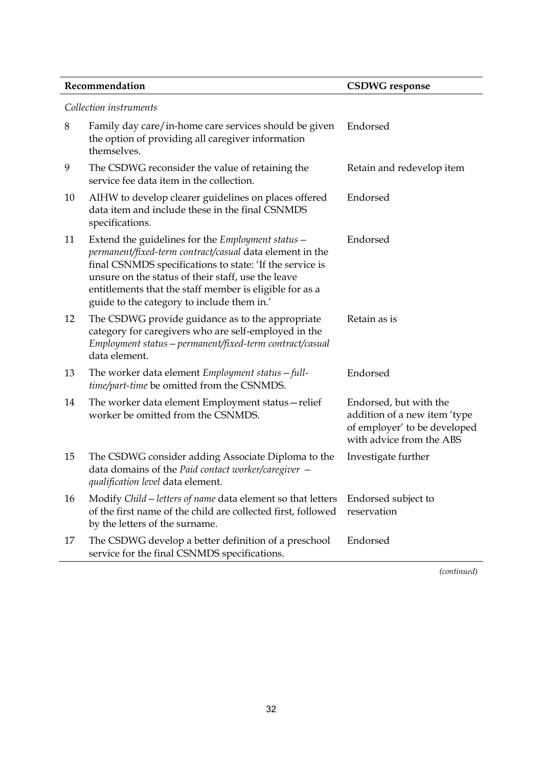| | Recommendation | CSDWG response |
|---|---|---|
| *Collection instruments* | | |
| 8 | Family day care/in-home care services should be given the option of providing all caregiver information themselves. | Endorsed |
| 9 | The CSDWG reconsider the value of retaining the service fee data item in the collection. | Retain and redevelop item |
| 10 | AIHW to develop clearer guidelines on places offered data item and include these in the final CSNMDS specifications. | Endorsed |
| 11 | Extend the guidelines for the *Employment status—permanent/fixed-term contract/casual* data element in the final CSNMDS specifications to state: 'If the service is unsure on the status of their staff, use the leave entitlements that the staff member is eligible for as a guide to the category to include them in.' | Endorsed |
| 12 | The CSDWG provide guidance as to the appropriate category for caregivers who are self-employed in the *Employment status—permanent/fixed-term contract/casual* data element. | Retain as is |
| 13 | The worker data element *Employment status—full-time/part-time* be omitted from the CSNMDS. | Endorsed |
| 14 | The worker data element Employment status—relief worker be omitted from the CSNMDS. | Endorsed, but with the addition of a new item 'type of employer' to be developed with advice from the ABS |
| 15 | The CSDWG consider adding Associate Diploma to the data domains of the *Paid contact worker/caregiver — qualification level* data element. | Investigate further |
| 16 | Modify *Child—letters of name* data element so that letters of the first name of the child are collected first, followed by the letters of the surname. | Endorsed subject to reservation |
| 17 | The CSDWG develop a better definition of a preschool service for the final CSNMDS specifications. | Endorsed |

*(continued)*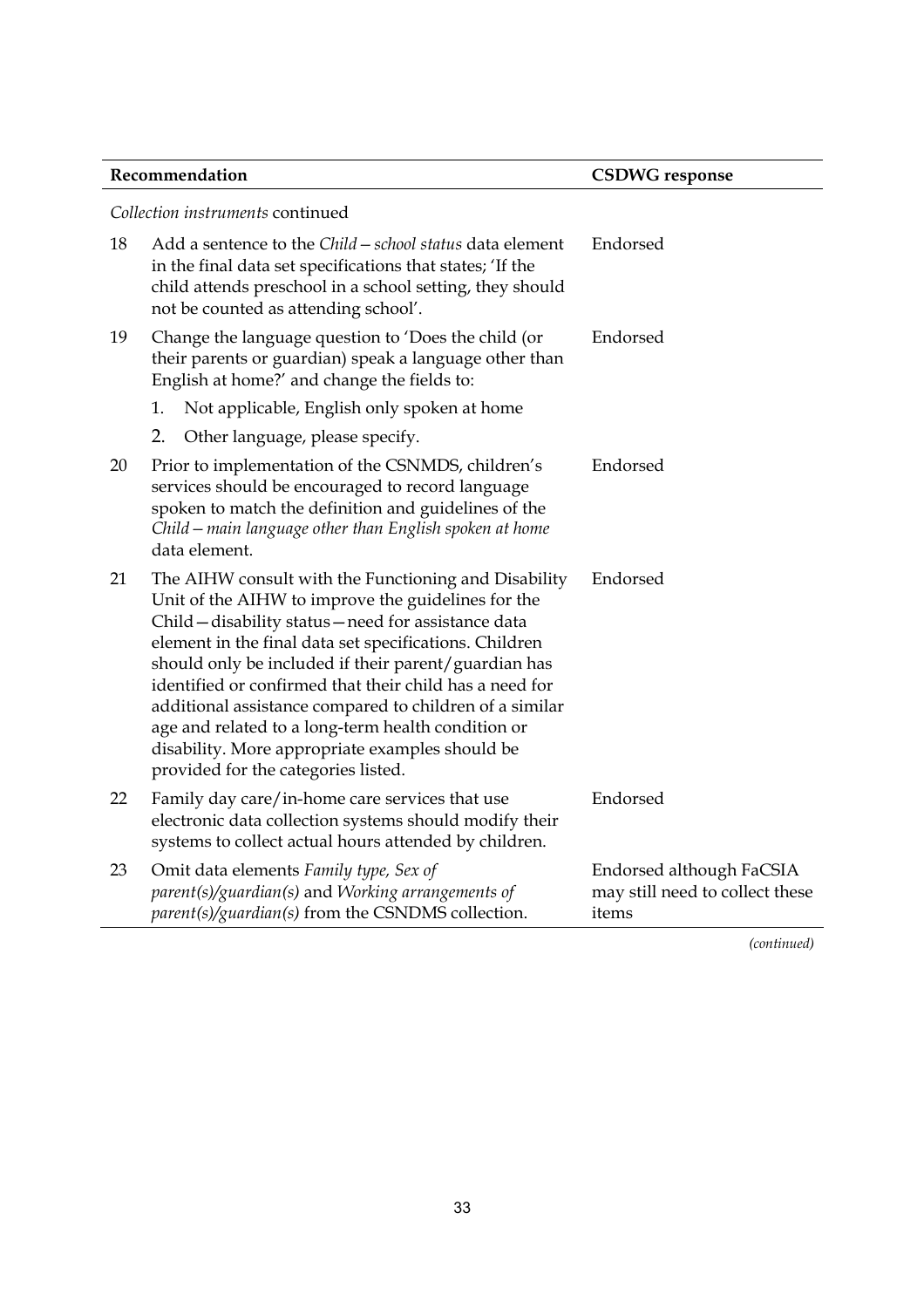| | Recommendation | CSDWG response |
|---|---|---|
| *Collection instruments* continued | | |
| 18 | Add a sentence to the *Child—school status* data element in the final data set specifications that states; 'If the child attends preschool in a school setting, they should not be counted as attending school'. | Endorsed |
| 19 | Change the language question to 'Does the child (or their parents or guardian) speak a language other than English at home?' and change the fields to: 1. Not applicable, English only spoken at home 2. Other language, please specify. | Endorsed |
| 20 | Prior to implementation of the CSNMDS, children's services should be encouraged to record language spoken to match the definition and guidelines of the *Child—main language other than English spoken at home* data element. | Endorsed |
| 21 | The AIHW consult with the Functioning and Disability Unit of the AIHW to improve the guidelines for the Child—disability status—need for assistance data element in the final data set specifications. Children should only be included if their parent/guardian has identified or confirmed that their child has a need for additional assistance compared to children of a similar age and related to a long-term health condition or disability. More appropriate examples should be provided for the categories listed. | Endorsed |
| 22 | Family day care/in-home care services that use electronic data collection systems should modify their systems to collect actual hours attended by children. | Endorsed |
| 23 | Omit data elements *Family type, Sex of parent(s)/guardian(s)* and *Working arrangements of parent(s)/guardian(s)* from the CSNDMS collection. | Endorsed although FaCSIA may still need to collect these items |

*(continued)*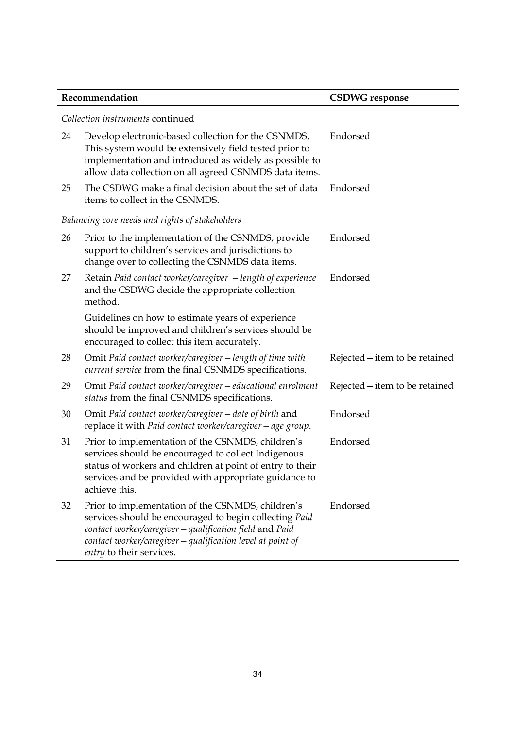| | Recommendation | CSDWG response |
|---|---|---|
| *Collection instruments* continued | | |
| 24 | Develop electronic-based collection for the CSNMDS. This system would be extensively field tested prior to implementation and introduced as widely as possible to allow data collection on all agreed CSNMDS data items. | Endorsed |
| 25 | The CSDWG make a final decision about the set of data items to collect in the CSNMDS. | Endorsed |
| *Balancing core needs and rights of stakeholders* | | |
| 26 | Prior to the implementation of the CSNMDS, provide support to children's services and jurisdictions to change over to collecting the CSNMDS data items. | Endorsed |
| 27 | Retain *Paid contact worker/caregiver — length of experience* and the CSDWG decide the appropriate collection method. Guidelines on how to estimate years of experience should be improved and children's services should be encouraged to collect this item accurately. | Endorsed |
| 28 | Omit *Paid contact worker/caregiver—length of time with current service* from the final CSNMDS specifications. | Rejected—item to be retained |
| 29 | Omit *Paid contact worker/caregiver—educational enrolment status* from the final CSNMDS specifications. | Rejected—item to be retained |
| 30 | Omit *Paid contact worker/caregiver—date of birth* and replace it with *Paid contact worker/caregiver—age group*. | Endorsed |
| 31 | Prior to implementation of the CSNMDS, children's services should be encouraged to collect Indigenous status of workers and children at point of entry to their services and be provided with appropriate guidance to achieve this. | Endorsed |
| 32 | Prior to implementation of the CSNMDS, children's services should be encouraged to begin collecting *Paid contact worker/caregiver—qualification field* and *Paid contact worker/caregiver—qualification level at point of entry* to their services. | Endorsed |